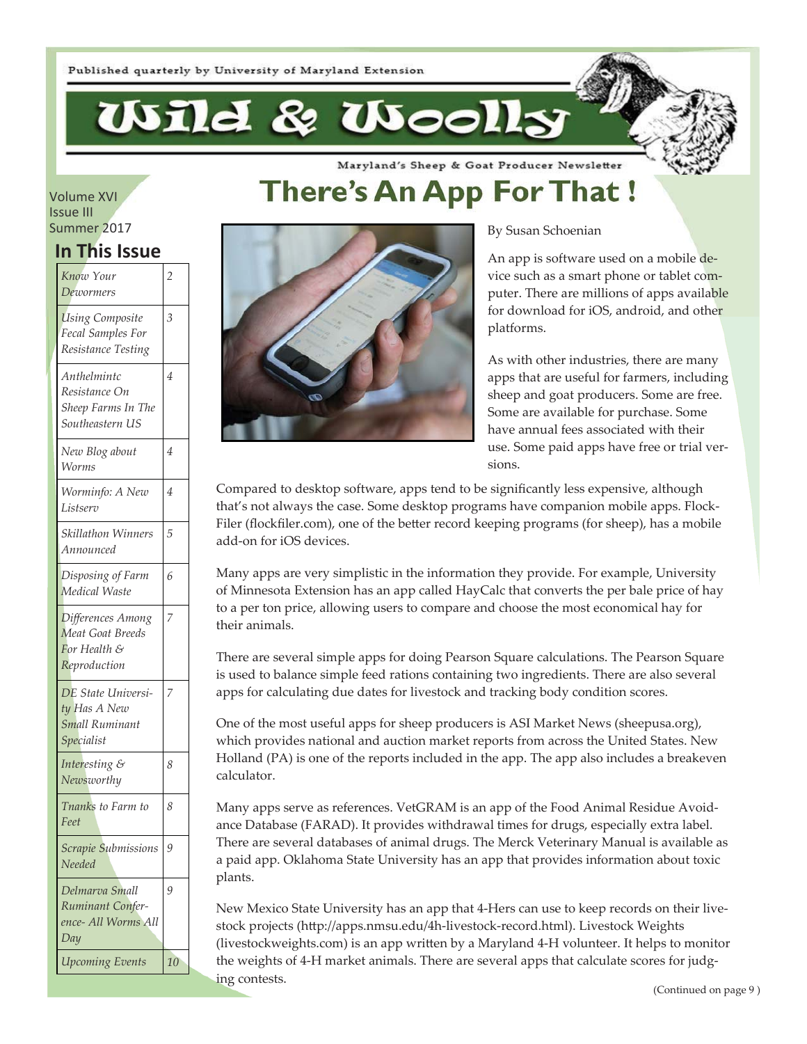Published quarterly by University of Maryland Extension

# Wild & Woolly

Maryland's Sheep & Goat Producer Newsletter

Volume XVI
Issue III
Summer 2017

## In This Issue

| | |
|---|---|
| *Know Your Dewormers* | 2 |
| *Using Composite Fecal Samples For Resistance Testing* | 3 |
| *Anthelmintc Resistance On Sheep Farms In The Southeastern US* | 4 |
| *New Blog about Worms* | 4 |
| *Worminfo: A New Listserv* | 4 |
| *Skillathon Winners Announced* | 5 |
| *Disposing of Farm Medical Waste* | 6 |
| *Differences Among Meat Goat Breeds For Health & Reproduction* | 7 |
| *DE State University Has A New Small Ruminant Specialist* | 7 |
| *Interesting & Newsworthy* | 8 |
| *Tnanks to Farm to Feet* | 8 |
| *Scrapie Submissions Needed* | 9 |
| *Delmarva Small Ruminant Conference- All Worms All Day* | 9 |
| *Upcoming Events* | 10 |

# There's An App For That !

By Susan Schoenian

An app is software used on a mobile device such as a smart phone or tablet computer. There are millions of apps available for download for iOS, android, and other platforms.

As with other industries, there are many apps that are useful for farmers, including sheep and goat producers. Some are free. Some are available for purchase. Some have annual fees associated with their use. Some paid apps have free or trial versions.

Compared to desktop software, apps tend to be significantly less expensive, although that's not always the case. Some desktop programs have companion mobile apps. Flock-Filer (flockfiler.com), one of the better record keeping programs (for sheep), has a mobile add-on for iOS devices.

Many apps are very simplistic in the information they provide. For example, University of Minnesota Extension has an app called HayCalc that converts the per bale price of hay to a per ton price, allowing users to compare and choose the most economical hay for their animals.

There are several simple apps for doing Pearson Square calculations. The Pearson Square is used to balance simple feed rations containing two ingredients. There are also several apps for calculating due dates for livestock and tracking body condition scores.

One of the most useful apps for sheep producers is ASI Market News (sheepusa.org), which provides national and auction market reports from across the United States. New Holland (PA) is one of the reports included in the app. The app also includes a breakeven calculator.

Many apps serve as references. VetGRAM is an app of the Food Animal Residue Avoidance Database (FARAD). It provides withdrawal times for drugs, especially extra label. There are several databases of animal drugs. The Merck Veterinary Manual is available as a paid app. Oklahoma State University has an app that provides information about toxic plants.

New Mexico State University has an app that 4-Hers can use to keep records on their livestock projects (http://apps.nmsu.edu/4h-livestock-record.html). Livestock Weights (livestockweights.com) is an app written by a Maryland 4-H volunteer. It helps to monitor the weights of 4-H market animals. There are several apps that calculate scores for judging contests.

(Continued on page 9 )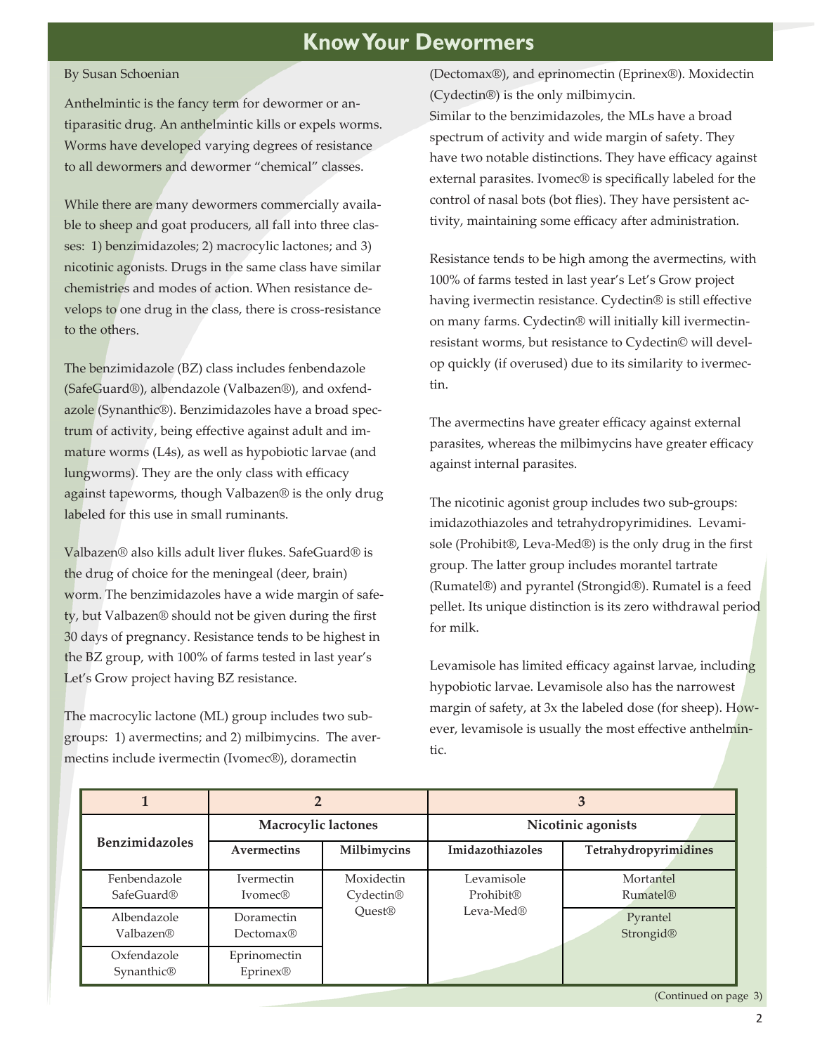# Know Your Dewormers

By Susan Schoenian

Anthelmintic is the fancy term for dewormer or antiparasitic drug. An anthelmintic kills or expels worms. Worms have developed varying degrees of resistance to all dewormers and dewormer "chemical" classes.

While there are many dewormers commercially available to sheep and goat producers, all fall into three classes: 1) benzimidazoles; 2) macrocylic lactones; and 3) nicotinic agonists. Drugs in the same class have similar chemistries and modes of action. When resistance develops to one drug in the class, there is cross-resistance to the others.

The benzimidazole (BZ) class includes fenbendazole (SafeGuard®), albendazole (Valbazen®), and oxfendazole (Synanthic®). Benzimidazoles have a broad spectrum of activity, being effective against adult and immature worms (L4s), as well as hypobiotic larvae (and lungworms). They are the only class with efficacy against tapeworms, though Valbazen® is the only drug labeled for this use in small ruminants.

Valbazen® also kills adult liver flukes. SafeGuard® is the drug of choice for the meningeal (deer, brain) worm. The benzimidazoles have a wide margin of safety, but Valbazen® should not be given during the first 30 days of pregnancy. Resistance tends to be highest in the BZ group, with 100% of farms tested in last year's Let's Grow project having BZ resistance.

The macrocylic lactone (ML) group includes two subgroups: 1) avermectins; and 2) milbimycins. The avermectins include ivermectin (Ivomec®), doramectin (Dectomax®), and eprinomectin (Eprinex®). Moxidectin (Cydectin®) is the only milbimycin.
Similar to the benzimidazoles, the MLs have a broad spectrum of activity and wide margin of safety. They have two notable distinctions. They have efficacy against external parasites. Ivomec® is specifically labeled for the control of nasal bots (bot flies). They have persistent activity, maintaining some efficacy after administration.

Resistance tends to be high among the avermectins, with 100% of farms tested in last year's Let's Grow project having ivermectin resistance. Cydectin® is still effective on many farms. Cydectin® will initially kill ivermectin-resistant worms, but resistance to Cydectin© will develop quickly (if overused) due to its similarity to ivermectin.

The avermectins have greater efficacy against external parasites, whereas the milbimycins have greater efficacy against internal parasites.

The nicotinic agonist group includes two sub-groups: imidazothiazoles and tetrahydropyrimidines. Levamisole (Prohibit®, Leva-Med®) is the only drug in the first group. The latter group includes morantel tartrate (Rumatel®) and pyrantel (Strongid®). Rumatel is a feed pellet. Its unique distinction is its zero withdrawal period for milk.

Levamisole has limited efficacy against larvae, including hypobiotic larvae. Levamisole also has the narrowest margin of safety, at 3x the labeled dose (for sheep). However, levamisole is usually the most effective anthelmintic.

| 1 | 2 | | 3 | |
|---|---|---|---|---|
| Benzimidazoles | Macrocylic lactones | | Nicotinic agonists | |
| | Avermectins | Milbimycins | Imidazothiazoles | Tetrahydropyrimidines |
| Fenbendazole SafeGuard® | Ivermectin Ivomec® | Moxidectin Cydectin® Quest® | Levamisole Prohibit® Leva-Med® | Mortantel Rumatel® |
| Albendazole Valbazen® | Doramectin Dectomax® | | | Pyrantel Strongid® |
| Oxfendazole Synanthic® | Eprinomectin Eprinex® | | | |

(Continued on page 3)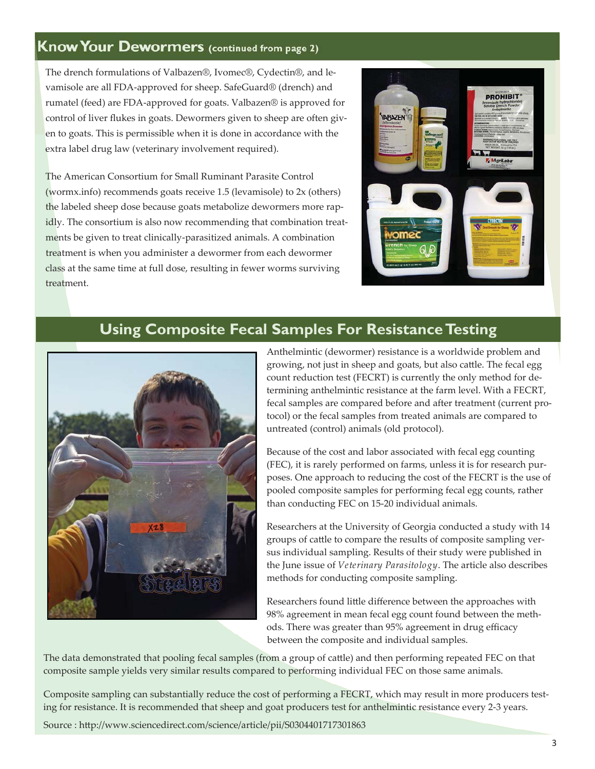## Know Your Dewormers (continued from page 2)

The drench formulations of Valbazen®, Ivomec®, Cydectin®, and levamisole are all FDA-approved for sheep. SafeGuard® (drench) and rumatel (feed) are FDA-approved for goats. Valbazen® is approved for control of liver flukes in goats. Dewormers given to sheep are often given to goats. This is permissible when it is done in accordance with the extra label drug law (veterinary involvement required).

The American Consortium for Small Ruminant Parasite Control (wormx.info) recommends goats receive 1.5 (levamisole) to 2x (others) the labeled sheep dose because goats metabolize dewormers more rapidly. The consortium is also now recommending that combination treatments be given to treat clinically-parasitized animals. A combination treatment is when you administer a dewormer from each dewormer class at the same time at full dose, resulting in fewer worms surviving treatment.

## Using Composite Fecal Samples For Resistance Testing

Anthelmintic (dewormer) resistance is a worldwide problem and growing, not just in sheep and goats, but also cattle. The fecal egg count reduction test (FECRT) is currently the only method for determining anthelmintic resistance at the farm level. With a FECRT, fecal samples are compared before and after treatment (current protocol) or the fecal samples from treated animals are compared to untreated (control) animals (old protocol).

Because of the cost and labor associated with fecal egg counting (FEC), it is rarely performed on farms, unless it is for research purposes. One approach to reducing the cost of the FECRT is the use of pooled composite samples for performing fecal egg counts, rather than conducting FEC on 15-20 individual animals.

Researchers at the University of Georgia conducted a study with 14 groups of cattle to compare the results of composite sampling versus individual sampling. Results of their study were published in the June issue of *Veterinary Parasitology*. The article also describes methods for conducting composite sampling.

Researchers found little difference between the approaches with 98% agreement in mean fecal egg count found between the methods. There was greater than 95% agreement in drug efficacy between the composite and individual samples.

The data demonstrated that pooling fecal samples (from a group of cattle) and then performing repeated FEC on that composite sample yields very similar results compared to performing individual FEC on those same animals.

Composite sampling can substantially reduce the cost of performing a FECRT, which may result in more producers testing for resistance. It is recommended that sheep and goat producers test for anthelmintic resistance every 2-3 years.

Source : http://www.sciencedirect.com/science/article/pii/S0304401717301863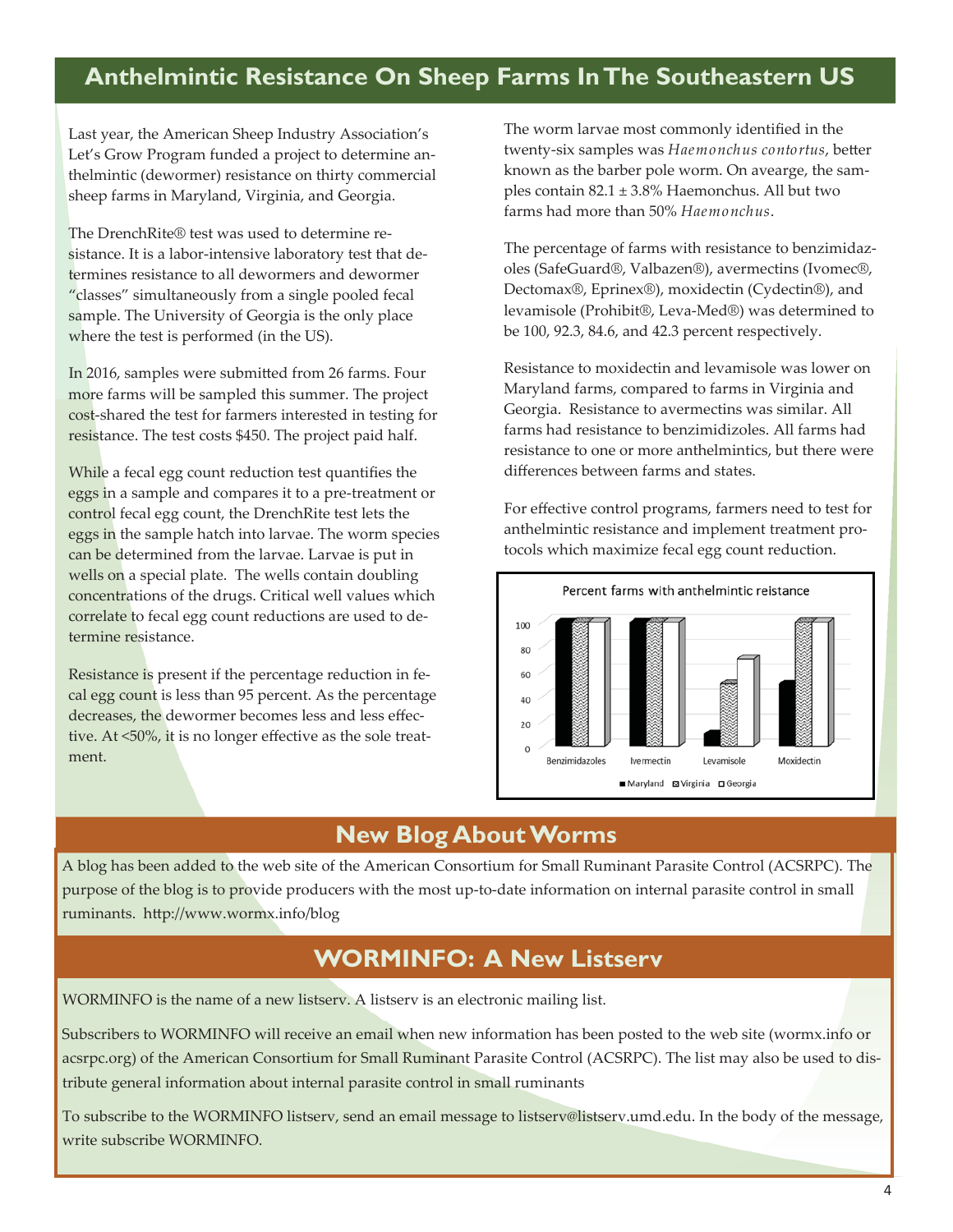## Anthelmintic Resistance On Sheep Farms In The Southeastern US

Last year, the American Sheep Industry Association's Let's Grow Program funded a project to determine anthelmintic (dewormer) resistance on thirty commercial sheep farms in Maryland, Virginia, and Georgia.

The DrenchRite® test was used to determine resistance. It is a labor-intensive laboratory test that determines resistance to all dewormers and dewormer "classes" simultaneously from a single pooled fecal sample. The University of Georgia is the only place where the test is performed (in the US).

In 2016, samples were submitted from 26 farms. Four more farms will be sampled this summer. The project cost-shared the test for farmers interested in testing for resistance. The test costs $450. The project paid half.

While a fecal egg count reduction test quantifies the eggs in a sample and compares it to a pre-treatment or control fecal egg count, the DrenchRite test lets the eggs in the sample hatch into larvae. The worm species can be determined from the larvae. Larvae is put in wells on a special plate. The wells contain doubling concentrations of the drugs. Critical well values which correlate to fecal egg count reductions are used to determine resistance.

Resistance is present if the percentage reduction in fecal egg count is less than 95 percent. As the percentage decreases, the dewormer becomes less and less effective. At <50%, it is no longer effective as the sole treatment.

The worm larvae most commonly identified in the twenty-six samples was *Haemonchus contortus*, better known as the barber pole worm. On avearge, the samples contain 82.1 ± 3.8% Haemonchus. All but two farms had more than 50% *Haemonchus*.

The percentage of farms with resistance to benzimidazoles (SafeGuard®, Valbazen®), avermectins (Ivomec®, Dectomax®, Eprinex®), moxidectin (Cydectin®), and levamisole (Prohibit®, Leva-Med®) was determined to be 100, 92.3, 84.6, and 42.3 percent respectively.

Resistance to moxidectin and levamisole was lower on Maryland farms, compared to farms in Virginia and Georgia. Resistance to avermectins was similar. All farms had resistance to benzimidizoles. All farms had resistance to one or more anthelmintics, but there were differences between farms and states.

For effective control programs, farmers need to test for anthelmintic resistance and implement treatment protocols which maximize fecal egg count reduction.

**Percent farms with anthelmintic reistance**

| | Maryland | Virginia | Georgia |
|---|---|---|---|
| Benzimidazoles | 100 | 100 | 100 |
| Ivermectin | 100 | 100 | 100 |
| Levamisole | 10 | 50 | 70 |
| Moxidectin | 50 | 100 | 100 |

## New Blog About Worms

A blog has been added to the web site of the American Consortium for Small Ruminant Parasite Control (ACSRPC). The purpose of the blog is to provide producers with the most up-to-date information on internal parasite control in small ruminants. http://www.wormx.info/blog

## WORMINFO: A New Listserv

WORMINFO is the name of a new listserv. A listserv is an electronic mailing list.

Subscribers to WORMINFO will receive an email when new information has been posted to the web site (wormx.info or acsrpc.org) of the American Consortium for Small Ruminant Parasite Control (ACSRPC). The list may also be used to distribute general information about internal parasite control in small ruminants

To subscribe to the WORMINFO listserv, send an email message to listserv@listserv.umd.edu. In the body of the message, write subscribe WORMINFO.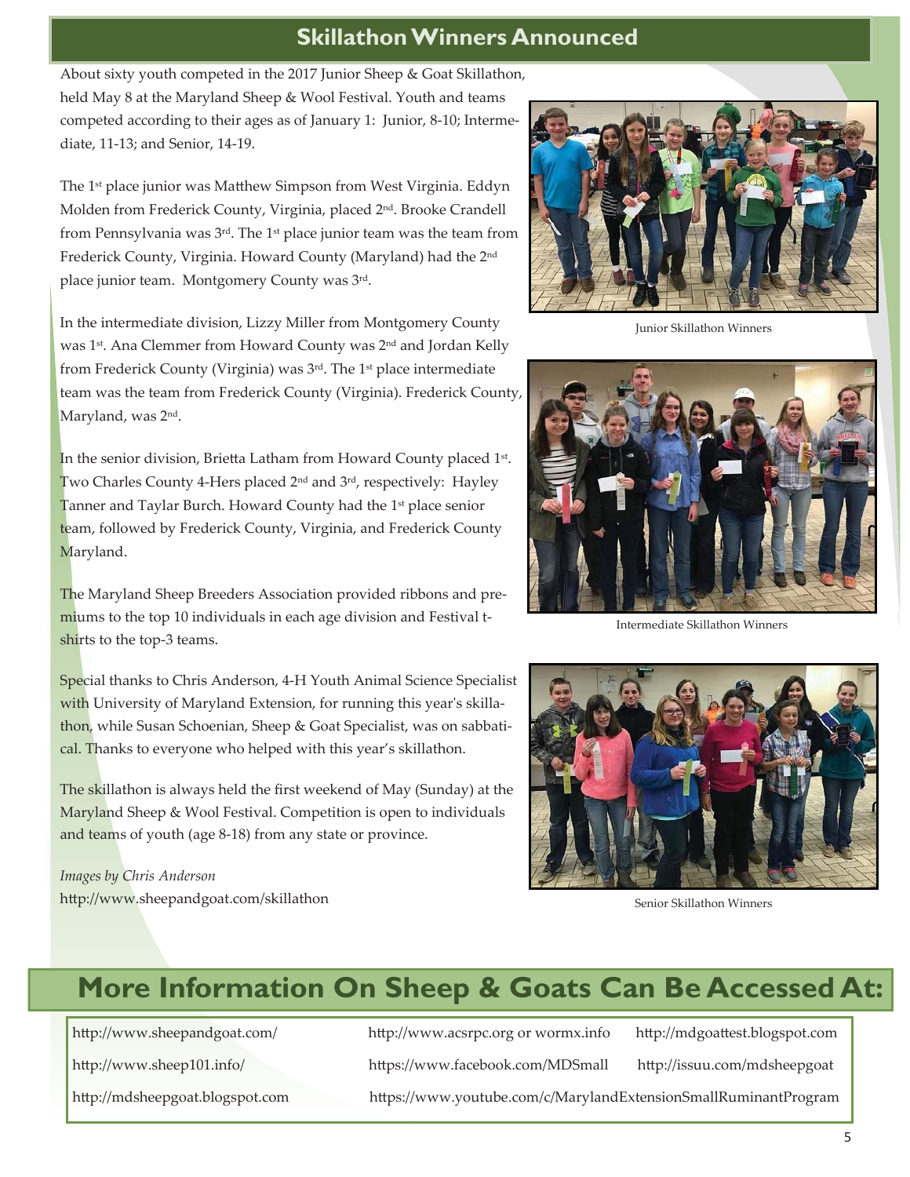## Skillathon Winners Announced

About sixty youth competed in the 2017 Junior Sheep & Goat Skillathon, held May 8 at the Maryland Sheep & Wool Festival. Youth and teams competed according to their ages as of January 1: Junior, 8-10; Intermediate, 11-13; and Senior, 14-19.

The 1st place junior was Matthew Simpson from West Virginia. Eddyn Molden from Frederick County, Virginia, placed 2nd. Brooke Crandell from Pennsylvania was 3rd. The 1st place junior team was the team from Frederick County, Virginia. Howard County (Maryland) had the 2nd place junior team. Montgomery County was 3rd.

In the intermediate division, Lizzy Miller from Montgomery County was 1st. Ana Clemmer from Howard County was 2nd and Jordan Kelly from Frederick County (Virginia) was 3rd. The 1st place intermediate team was the team from Frederick County (Virginia). Frederick County, Maryland, was 2nd.

In the senior division, Brietta Latham from Howard County placed 1st. Two Charles County 4-Hers placed 2nd and 3rd, respectively: Hayley Tanner and Taylar Burch. Howard County had the 1st place senior team, followed by Frederick County, Virginia, and Frederick County Maryland.

The Maryland Sheep Breeders Association provided ribbons and premiums to the top 10 individuals in each age division and Festival t-shirts to the top-3 teams.

Special thanks to Chris Anderson, 4-H Youth Animal Science Specialist with University of Maryland Extension, for running this year's skillathon, while Susan Schoenian, Sheep & Goat Specialist, was on sabbatical. Thanks to everyone who helped with this year's skillathon.

The skillathon is always held the first weekend of May (Sunday) at the Maryland Sheep & Wool Festival. Competition is open to individuals and teams of youth (age 8-18) from any state or province.

*Images by Chris Anderson*
http://www.sheepandgoat.com/skillathon

Junior Skillathon Winners

Intermediate Skillathon Winners

Senior Skillathon Winners

## More Information On Sheep & Goats Can Be Accessed At:

- http://www.sheepandgoat.com/
- http://www.sheep101.info/
- http://mdsheepgoat.blogspot.com
- http://www.acsrpc.org or wormx.info
- https://www.facebook.com/MDSmall
- https://www.youtube.com/c/MarylandExtensionSmallRuminantProgram
- http://mdgoattest.blogspot.com
- http://issuu.com/mdsheepgoat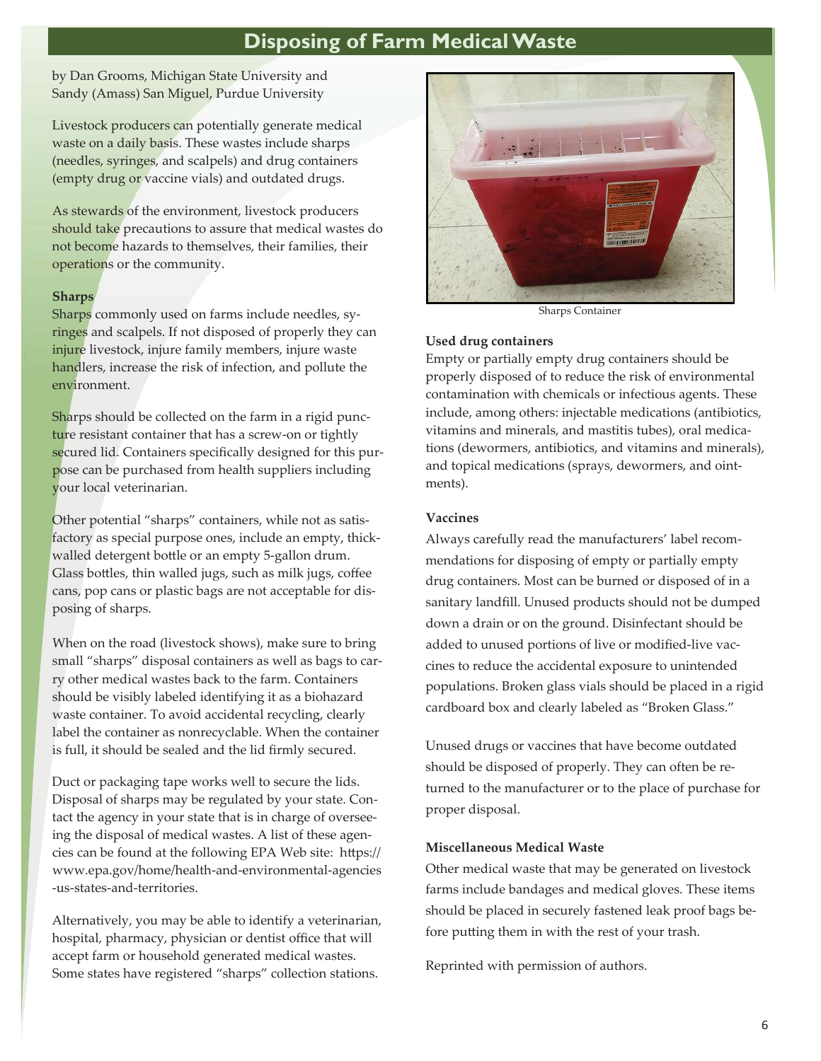# Disposing of Farm Medical Waste

by Dan Grooms, Michigan State University and Sandy (Amass) San Miguel, Purdue University

Livestock producers can potentially generate medical waste on a daily basis. These wastes include sharps (needles, syringes, and scalpels) and drug containers (empty drug or vaccine vials) and outdated drugs.

As stewards of the environment, livestock producers should take precautions to assure that medical wastes do not become hazards to themselves, their families, their operations or the community.

### Sharps

Sharps commonly used on farms include needles, syringes and scalpels. If not disposed of properly they can injure livestock, injure family members, injure waste handlers, increase the risk of infection, and pollute the environment.

Sharps should be collected on the farm in a rigid puncture resistant container that has a screw-on or tightly secured lid. Containers specifically designed for this purpose can be purchased from health suppliers including your local veterinarian.

Other potential "sharps" containers, while not as satisfactory as special purpose ones, include an empty, thick-walled detergent bottle or an empty 5-gallon drum. Glass bottles, thin walled jugs, such as milk jugs, coffee cans, pop cans or plastic bags are not acceptable for disposing of sharps.

When on the road (livestock shows), make sure to bring small "sharps" disposal containers as well as bags to carry other medical wastes back to the farm. Containers should be visibly labeled identifying it as a biohazard waste container. To avoid accidental recycling, clearly label the container as nonrecyclable. When the container is full, it should be sealed and the lid firmly secured.

Duct or packaging tape works well to secure the lids. Disposal of sharps may be regulated by your state. Contact the agency in your state that is in charge of overseeing the disposal of medical wastes. A list of these agencies can be found at the following EPA Web site: https://www.epa.gov/home/health-and-environmental-agencies-us-states-and-territories.

Alternatively, you may be able to identify a veterinarian, hospital, pharmacy, physician or dentist office that will accept farm or household generated medical wastes. Some states have registered "sharps" collection stations.

Sharps Container

### Used drug containers

Empty or partially empty drug containers should be properly disposed of to reduce the risk of environmental contamination with chemicals or infectious agents. These include, among others: injectable medications (antibiotics, vitamins and minerals, and mastitis tubes), oral medications (dewormers, antibiotics, and vitamins and minerals), and topical medications (sprays, dewormers, and ointments).

### Vaccines

Always carefully read the manufacturers' label recommendations for disposing of empty or partially empty drug containers. Most can be burned or disposed of in a sanitary landfill. Unused products should not be dumped down a drain or on the ground. Disinfectant should be added to unused portions of live or modified-live vaccines to reduce the accidental exposure to unintended populations. Broken glass vials should be placed in a rigid cardboard box and clearly labeled as "Broken Glass."

Unused drugs or vaccines that have become outdated should be disposed of properly. They can often be returned to the manufacturer or to the place of purchase for proper disposal.

### Miscellaneous Medical Waste

Other medical waste that may be generated on livestock farms include bandages and medical gloves. These items should be placed in securely fastened leak proof bags before putting them in with the rest of your trash.

Reprinted with permission of authors.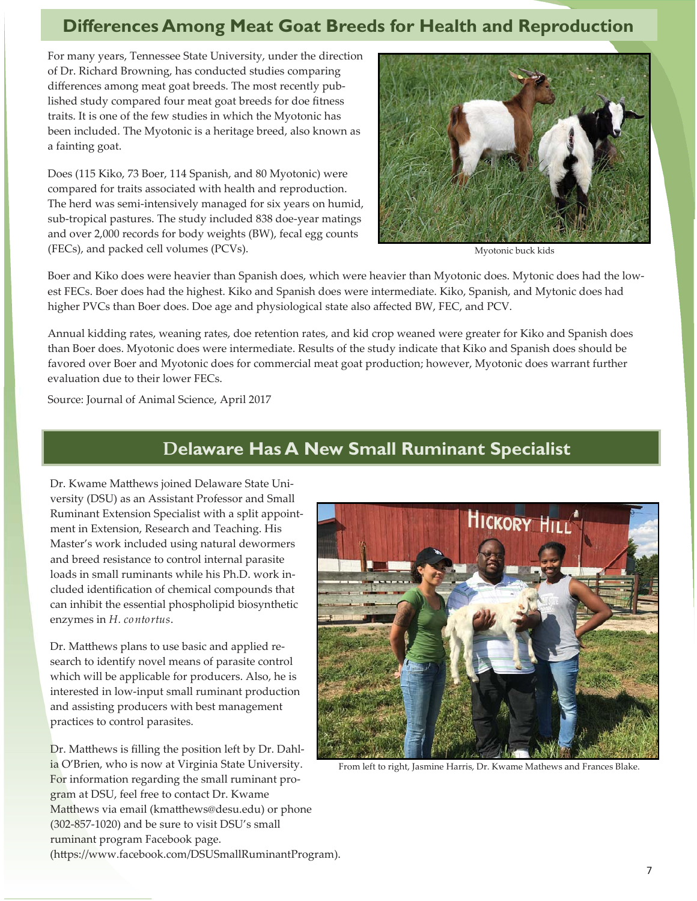## Differences Among Meat Goat Breeds for Health and Reproduction

For many years, Tennessee State University, under the direction of Dr. Richard Browning, has conducted studies comparing differences among meat goat breeds. The most recently published study compared four meat goat breeds for doe fitness traits. It is one of the few studies in which the Myotonic has been included. The Myotonic is a heritage breed, also known as a fainting goat.

Does (115 Kiko, 73 Boer, 114 Spanish, and 80 Myotonic) were compared for traits associated with health and reproduction. The herd was semi-intensively managed for six years on humid, sub-tropical pastures. The study included 838 doe-year matings and over 2,000 records for body weights (BW), fecal egg counts (FECs), and packed cell volumes (PCVs).

Myotonic buck kids

Boer and Kiko does were heavier than Spanish does, which were heavier than Myotonic does. Mytonic does had the lowest FECs. Boer does had the highest. Kiko and Spanish does were intermediate. Kiko, Spanish, and Mytonic does had higher PVCs than Boer does. Doe age and physiological state also affected BW, FEC, and PCV.

Annual kidding rates, weaning rates, doe retention rates, and kid crop weaned were greater for Kiko and Spanish does than Boer does. Myotonic does were intermediate. Results of the study indicate that Kiko and Spanish does should be favored over Boer and Myotonic does for commercial meat goat production; however, Myotonic does warrant further evaluation due to their lower FECs.

Source: Journal of Animal Science, April 2017

## Delaware Has A New Small Ruminant Specialist

Dr. Kwame Matthews joined Delaware State University (DSU) as an Assistant Professor and Small Ruminant Extension Specialist with a split appointment in Extension, Research and Teaching. His Master's work included using natural dewormers and breed resistance to control internal parasite loads in small ruminants while his Ph.D. work included identification of chemical compounds that can inhibit the essential phospholipid biosynthetic enzymes in *H. contortus*.

Dr. Matthews plans to use basic and applied research to identify novel means of parasite control which will be applicable for producers. Also, he is interested in low-input small ruminant production and assisting producers with best management practices to control parasites.

Dr. Matthews is filling the position left by Dr. Dahlia O'Brien, who is now at Virginia State University. For information regarding the small ruminant program at DSU, feel free to contact Dr. Kwame Matthews via email (kmatthews@desu.edu) or phone (302-857-1020) and be sure to visit DSU's small ruminant program Facebook page. (https://www.facebook.com/DSUSmallRuminantProgram).

From left to right, Jasmine Harris, Dr. Kwame Mathews and Frances Blake.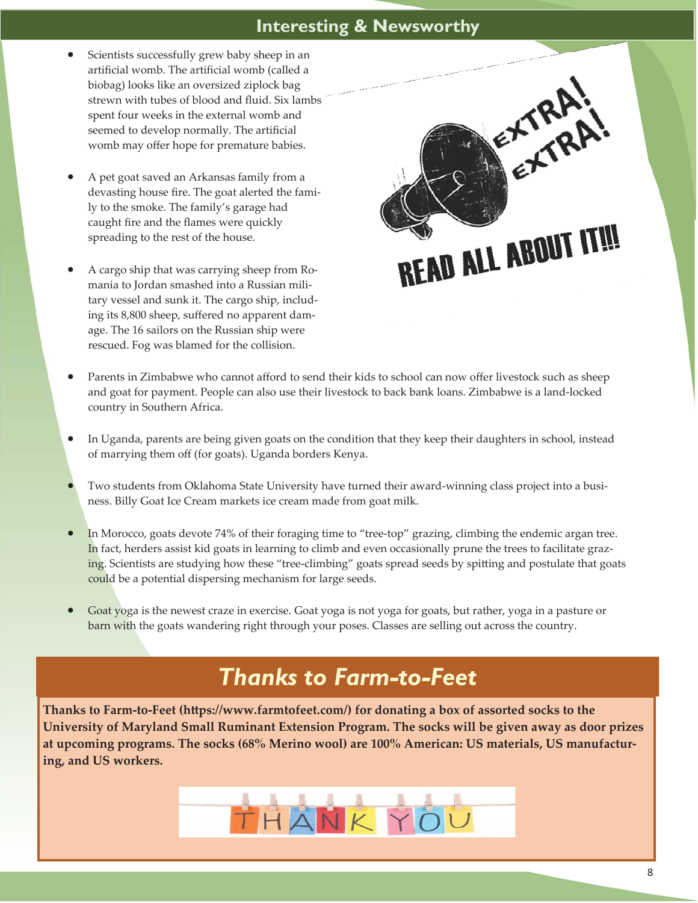## Interesting & Newsworthy

- Scientists successfully grew baby sheep in an artificial womb. The artificial womb (called a biobag) looks like an oversized ziplock bag strewn with tubes of blood and fluid. Six lambs spent four weeks in the external womb and seemed to develop normally. The artificial womb may offer hope for premature babies.

- A pet goat saved an Arkansas family from a devasting house fire. The goat alerted the family to the smoke. The family's garage had caught fire and the flames were quickly spreading to the rest of the house.

- A cargo ship that was carrying sheep from Romania to Jordan smashed into a Russian military vessel and sunk it. The cargo ship, including its 8,800 sheep, suffered no apparent damage. The 16 sailors on the Russian ship were rescued. Fog was blamed for the collision.

- Parents in Zimbabwe who cannot afford to send their kids to school can now offer livestock such as sheep and goat for payment. People can also use their livestock to back bank loans. Zimbabwe is a land-locked country in Southern Africa.

- In Uganda, parents are being given goats on the condition that they keep their daughters in school, instead of marrying them off (for goats). Uganda borders Kenya.

- Two students from Oklahoma State University have turned their award-winning class project into a business. Billy Goat Ice Cream markets ice cream made from goat milk.

- In Morocco, goats devote 74% of their foraging time to "tree-top" grazing, climbing the endemic argan tree. In fact, herders assist kid goats in learning to climb and even occasionally prune the trees to facilitate grazing. Scientists are studying how these "tree-climbing" goats spread seeds by spitting and postulate that goats could be a potential dispersing mechanism for large seeds.

- Goat yoga is the newest craze in exercise. Goat yoga is not yoga for goats, but rather, yoga in a pasture or barn with the goats wandering right through your poses. Classes are selling out across the country.

## *Thanks to Farm-to-Feet*

**Thanks to Farm-to-Feet (https://www.farmtofeet.com/) for donating a box of assorted socks to the University of Maryland Small Ruminant Extension Program. The socks will be given away as door prizes at upcoming programs. The socks (68% Merino wool) are 100% American: US materials, US manufacturing, and US workers.**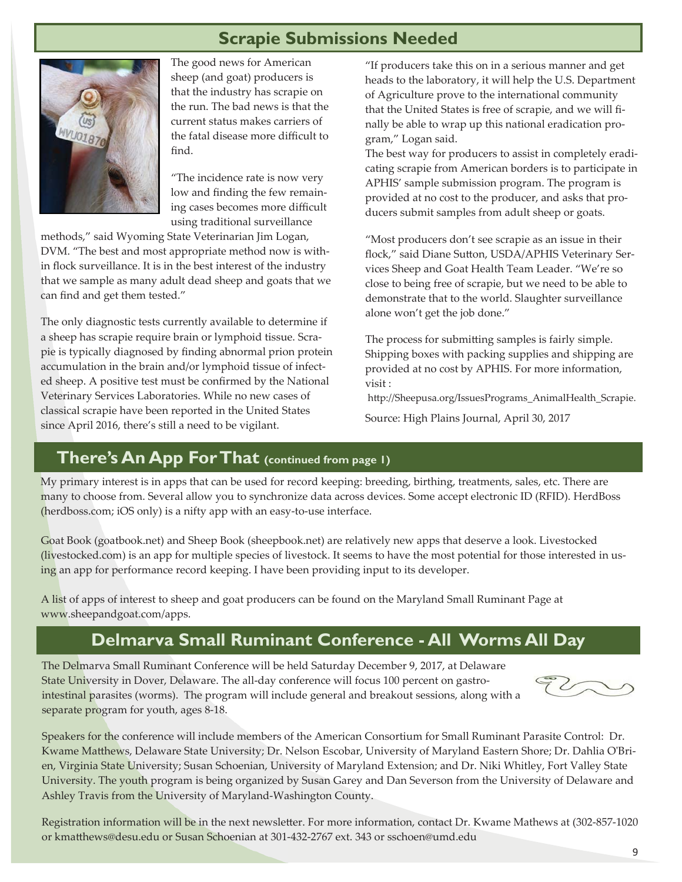## Scrapie Submissions Needed

The good news for American sheep (and goat) producers is that the industry has scrapie on the run. The bad news is that the current status makes carriers of the fatal disease more difficult to find.

"The incidence rate is now very low and finding the few remaining cases becomes more difficult using traditional surveillance methods," said Wyoming State Veterinarian Jim Logan, DVM. "The best and most appropriate method now is within flock surveillance. It is in the best interest of the industry that we sample as many adult dead sheep and goats that we can find and get them tested."

The only diagnostic tests currently available to determine if a sheep has scrapie require brain or lymphoid tissue. Scrapie is typically diagnosed by finding abnormal prion protein accumulation in the brain and/or lymphoid tissue of infected sheep. A positive test must be confirmed by the National Veterinary Services Laboratories. While no new cases of classical scrapie have been reported in the United States since April 2016, there's still a need to be vigilant.

"If producers take this on in a serious manner and get heads to the laboratory, it will help the U.S. Department of Agriculture prove to the international community that the United States is free of scrapie, and we will finally be able to wrap up this national eradication program," Logan said.

The best way for producers to assist in completely eradicating scrapie from American borders is to participate in APHIS' sample submission program. The program is provided at no cost to the producer, and asks that producers submit samples from adult sheep or goats.

"Most producers don't see scrapie as an issue in their flock," said Diane Sutton, USDA/APHIS Veterinary Services Sheep and Goat Health Team Leader. "We're so close to being free of scrapie, but we need to be able to demonstrate that to the world. Slaughter surveillance alone won't get the job done."

The process for submitting samples is fairly simple. Shipping boxes with packing supplies and shipping are provided at no cost by APHIS. For more information, visit :

http://Sheepusa.org/IssuesPrograms_AnimalHealth_Scrapie.

Source: High Plains Journal, April 30, 2017

## There's An App For That (continued from page 1)

My primary interest is in apps that can be used for record keeping: breeding, birthing, treatments, sales, etc. There are many to choose from. Several allow you to synchronize data across devices. Some accept electronic ID (RFID). HerdBoss (herdboss.com; iOS only) is a nifty app with an easy-to-use interface.

Goat Book (goatbook.net) and Sheep Book (sheepbook.net) are relatively new apps that deserve a look. Livestocked (livestocked.com) is an app for multiple species of livestock. It seems to have the most potential for those interested in using an app for performance record keeping. I have been providing input to its developer.

A list of apps of interest to sheep and goat producers can be found on the Maryland Small Ruminant Page at www.sheepandgoat.com/apps.

## Delmarva Small Ruminant Conference - All Worms All Day

The Delmarva Small Ruminant Conference will be held Saturday December 9, 2017, at Delaware State University in Dover, Delaware. The all-day conference will focus 100 percent on gastrointestinal parasites (worms). The program will include general and breakout sessions, along with a separate program for youth, ages 8-18.

Speakers for the conference will include members of the American Consortium for Small Ruminant Parasite Control: Dr. Kwame Matthews, Delaware State University; Dr. Nelson Escobar, University of Maryland Eastern Shore; Dr. Dahlia O'Brien, Virginia State University; Susan Schoenian, University of Maryland Extension; and Dr. Niki Whitley, Fort Valley State University. The youth program is being organized by Susan Garey and Dan Severson from the University of Delaware and Ashley Travis from the University of Maryland-Washington County.

Registration information will be in the next newsletter. For more information, contact Dr. Kwame Mathews at (302-857-1020 or kmatthews@desu.edu or Susan Schoenian at 301-432-2767 ext. 343 or sschoen@umd.edu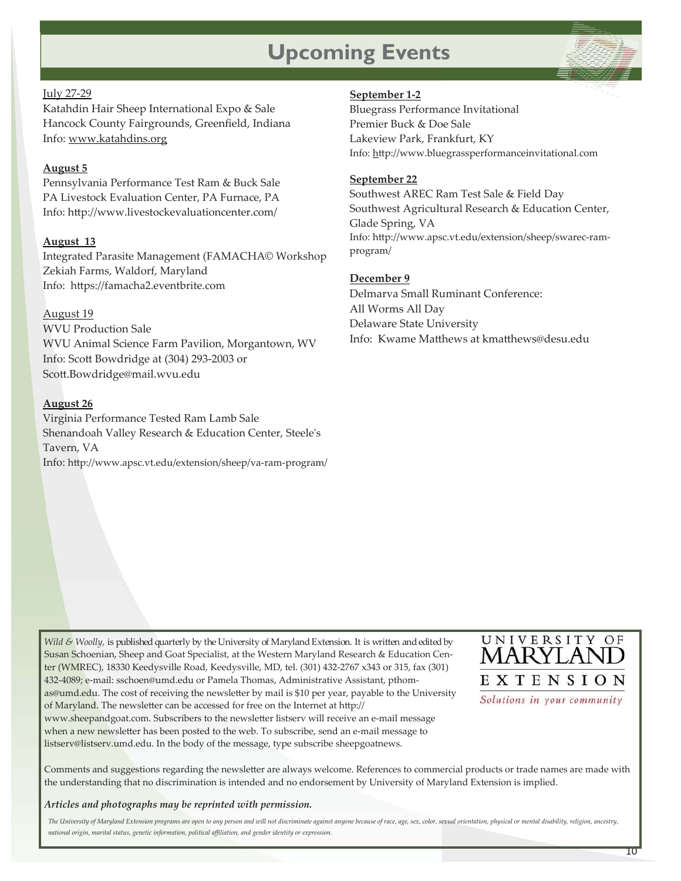# Upcoming Events

July 27-29
Katahdin Hair Sheep International Expo & Sale
Hancock County Fairgrounds, Greenfield, Indiana
Info: www.katahdins.org

**August 5**
Pennsylvania Performance Test Ram & Buck Sale
PA Livestock Evaluation Center, PA Furnace, PA
Info: http://www.livestockevaluationcenter.com/

**August 13**
Integrated Parasite Management (FAMACHA© Workshop
Zekiah Farms, Waldorf, Maryland
Info: https://famacha2.eventbrite.com

August 19
WVU Production Sale
WVU Animal Science Farm Pavilion, Morgantown, WV
Info: Scott Bowdridge at (304) 293-2003 or Scott.Bowdridge@mail.wvu.edu

**August 26**
Virginia Performance Tested Ram Lamb Sale
Shenandoah Valley Research & Education Center, Steele's Tavern, VA
Info: http://www.apsc.vt.edu/extension/sheep/va-ram-program/

**September 1-2**
Bluegrass Performance Invitational
Premier Buck & Doe Sale
Lakeview Park, Frankfurt, KY
Info: http://www.bluegrassperformanceinvitational.com

**September 22**
Southwest AREC Ram Test Sale & Field Day
Southwest Agricultural Research & Education Center, Glade Spring, VA
Info: http://www.apsc.vt.edu/extension/sheep/swarec-ram-program/

**December 9**
Delmarva Small Ruminant Conference:
All Worms All Day
Delaware State University
Info: Kwame Matthews at kmatthews@desu.edu

*Wild & Woolly,* is published quarterly by the University of Maryland Extension. It is written and edited by Susan Schoenian, Sheep and Goat Specialist, at the Western Maryland Research & Education Center (WMREC), 18330 Keedysville Road, Keedysville, MD, tel. (301) 432-2767 x343 or 315, fax (301) 432-4089; e-mail: sschoen@umd.edu or Pamela Thomas, Administrative Assistant, pthomas@umd.edu. The cost of receiving the newsletter by mail is $10 per year, payable to the University of Maryland. The newsletter can be accessed for free on the Internet at http://www.sheepandgoat.com. Subscribers to the newsletter listserv will receive an e-mail message when a new newsletter has been posted to the web. To subscribe, send an e-mail message to listserv@listserv.umd.edu. In the body of the message, type subscribe sheepgoatnews.

UNIVERSITY OF MARYLAND EXTENSION
*Solutions in your community*

Comments and suggestions regarding the newsletter are always welcome. References to commercial products or trade names are made with the understanding that no discrimination is intended and no endorsement by University of Maryland Extension is implied.

***Articles and photographs may be reprinted with permission.***

*The University of Maryland Extension programs are open to any person and will not discriminate against anyone because of race, age, sex, color, sexual orientation, physical or mental disability, religion, ancestry, national origin, marital status, genetic information, political affiliation, and gender identity or expression.*